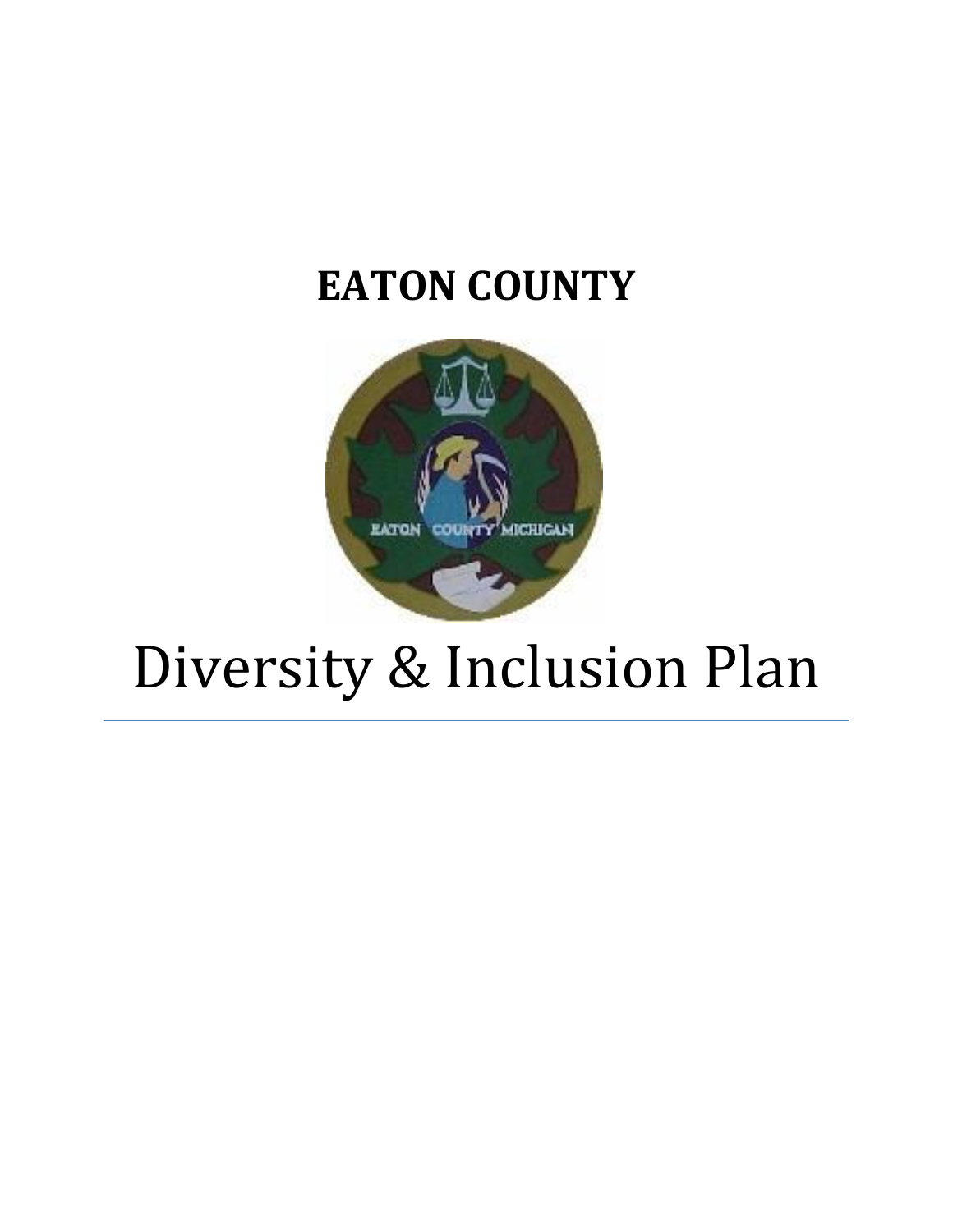# EATON COUNTY

# Diversity & Inclusion Plan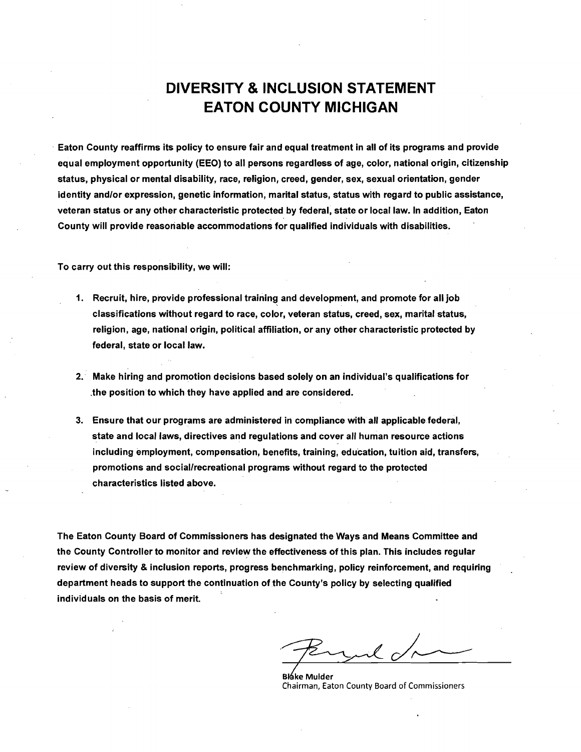# DIVERSITY & INCLUSION STATEMENT
# EATON COUNTY MICHIGAN

**Eaton County reaffirms its policy to ensure fair and equal treatment in all of its programs and provide equal employment opportunity (EEO) to all persons regardless of age, color, national origin, citizenship status, physical or mental disability, race, religion, creed, gender, sex, sexual orientation, gender identity and/or expression, genetic information, marital status, status with regard to public assistance, veteran status or any other characteristic protected by federal, state or local law. In addition, Eaton County will provide reasonable accommodations for qualified individuals with disabilities.**

**To carry out this responsibility, we will:**

1. **Recruit, hire, provide professional training and development, and promote for all job classifications without regard to race, color, veteran status, creed, sex, marital status, religion, age, national origin, political affiliation, or any other characteristic protected by federal, state or local law.**

2. **Make hiring and promotion decisions based solely on an individual's qualifications for the position to which they have applied and are considered.**

3. **Ensure that our programs are administered in compliance with all applicable federal, state and local laws, directives and regulations and cover all human resource actions including employment, compensation, benefits, training, education, tuition aid, transfers, promotions and social/recreational programs without regard to the protected characteristics listed above.**

**The Eaton County Board of Commissioners has designated the Ways and Means Committee and the County Controller to monitor and review the effectiveness of this plan. This includes regular review of diversity & inclusion reports, progress benchmarking, policy reinforcement, and requiring department heads to support the continuation of the County's policy by selecting qualified individuals on the basis of merit.**

**Blake Mulder**
Chairman, Eaton County Board of Commissioners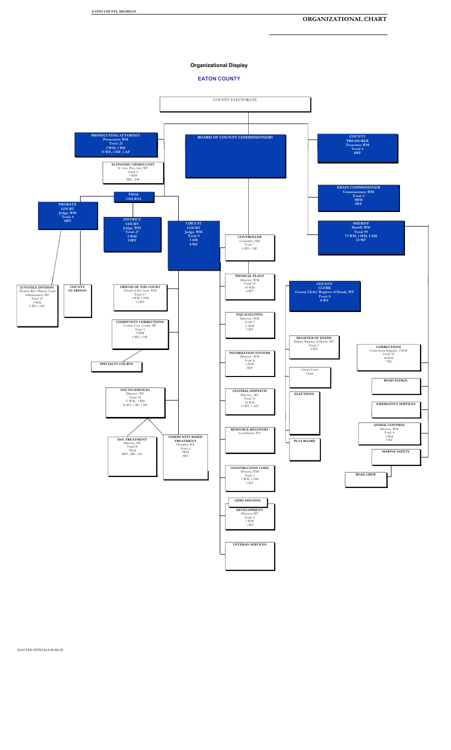# ORGANIZATIONAL CHART

## Organizational Display

## EATON COUNTY

COUNTY ELECTORATE

**PROSECUTING ATTORNEY**
Prosecutor, WM
Total: 21
5 WM, 1 BM
11 WF, 2 HF, 1 AF

**ECONOMIC CRIMES UNIT**
Sr. Asst. Pros Atty, WF
Total: 4
1 WM
2WF, 1HF

**BOARD OF COUNTY COMMISSIONERS**

**COUNTY TREASURER**
Treasurer, WM
Total: 4
4WF

**DRAIN COMMISSIONER**
Commissioner, WM
Total: 3
1WM
2WF

**TRIAL COURTS**

**PROBATE COURT**
Judge, WM
Total: 4
4WF

**DISTRICT COURT**
Judge, WM
Total: 27
2 WM
13WF

**CIRCUIT COURT**
Judge, WM
Total: 9
1 AM
8 WF

**CONTROLLER**
Controller, HM
Total: 7
6 WF, 1 BF

**SHERIFF**
Sheriff, WM
Total: 99
73 WM, 1 HM, 2 AM
23 WF

**JUVENILE DIVISION**
Attorney Ref./Deputy Court Administrator, WF
Total: 10
3 WM
6 WF, 1 HF

**COUNTY GUARDIAN**

**FRIEND OF THE COURT**
Friend of the Court, WM
Total: 17
1 WM, 1 HM
15 WF

**PHYSICAL PLANT**
Director, WM
Total: 14
10 WM
4 WF

**COUNTY CLERK**
County Clerk/ Register of Deeds, WF
Total: 8
8 WF

**COMMUNITY CORRECTIONS**
Comm. Corr. Coord., BF
Total: 5
2 WM
2 WF, 1 HF

**EQUALIZATION**
Director, WM
Total: 5
2 WM
3 WF

**REGISTER OF DEEDS**
Deputy Register of Deeds, WF
Total: 3
3 WF

**CORRECTIONS**
Corrections Sergeant., 2 WM
Total: 35
28 WM
7 WF

**INFORMATION SYSTEMS**
Director., WM
Total: 8
6 WM
2WF

**SPECIALTY COURTS**

Circuit Court Clerk

**ROAD PATROL**

**YOUTH SERVICES**
Director., WF
Total: 34
17 WM, 1 BM
16 WF, 1 BF, 1 HF

**CENTRAL DISPATCH**
Director., WF
Total: 25
10 WM
13 WF, 1 AIF

**ELECTIONS**

**EMERGENCY SERVICES**

**ANIMAL CONTROL**
Director, WM
Total: 4
1 WM
3 WF

**DAY TREATMENT**
Director, HF
Total:18
7WM
8WF, 1BF, 1AF

**COMMUNITY BASED TREATMENT**
Therapist, WF
Total: 6
3WM
3WF

**RESOURCE RECOVERY**
Coordinator, WF

**PLAT BOARD**

**MARINE SAFETY**

**CONSTRUCTION CODE**
Director, WM
Total: 3
1 WM, 1 OM
1 WF

**ROAD CREW**

**CDBG HOUSING**

**DEVELOPMENT**
Director, WF
Total: 2
1 WM
1 WF

**VETERAN SERVICES**

ELECTED OFFICIALS IN BLUE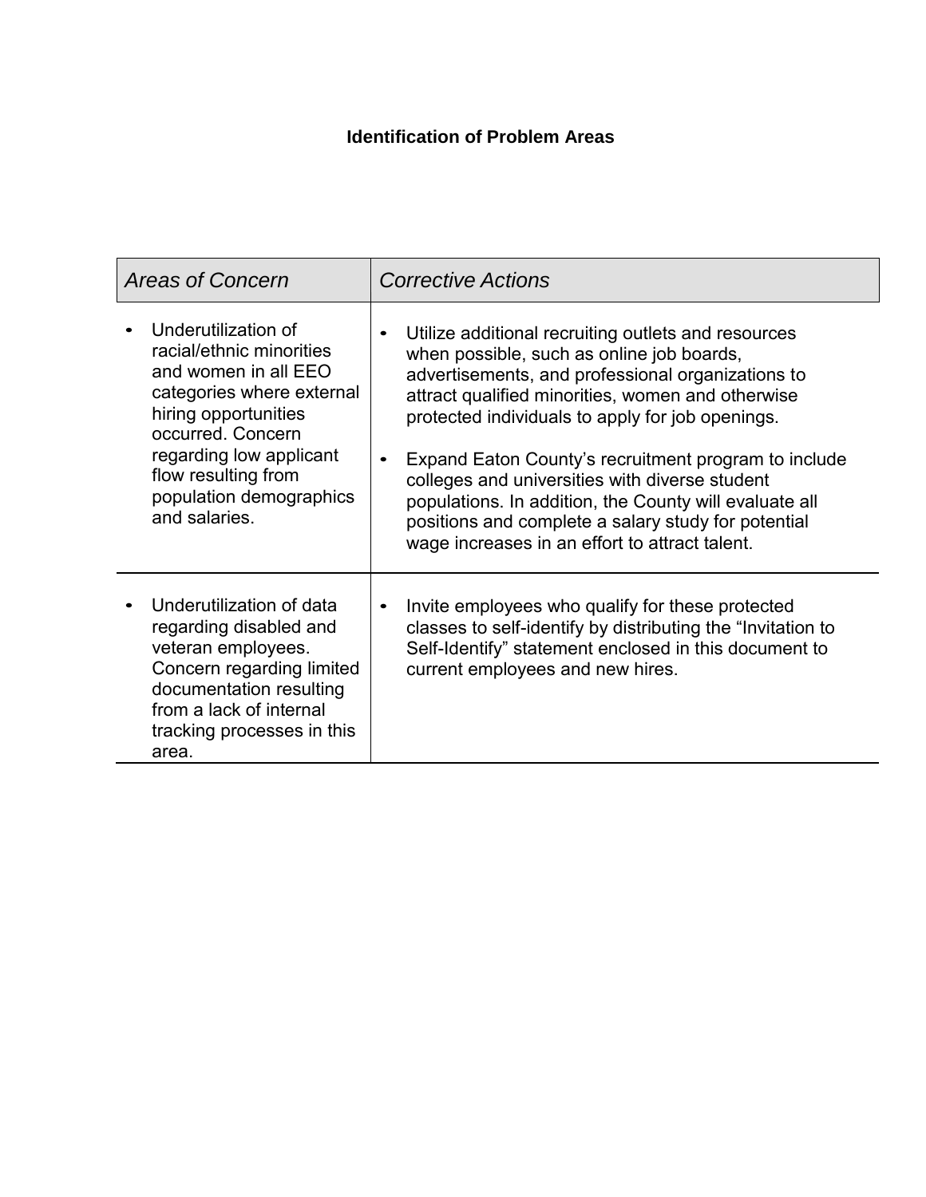## Identification of Problem Areas

| *Areas of Concern* | *Corrective Actions* |
| --- | --- |
| • Underutilization of racial/ethnic minorities and women in all EEO categories where external hiring opportunities occurred. Concern regarding low applicant flow resulting from population demographics and salaries. | • Utilize additional recruiting outlets and resources when possible, such as online job boards, advertisements, and professional organizations to attract qualified minorities, women and otherwise protected individuals to apply for job openings.<br><br>• Expand Eaton County's recruitment program to include colleges and universities with diverse student populations. In addition, the County will evaluate all positions and complete a salary study for potential wage increases in an effort to attract talent. |
| • Underutilization of data regarding disabled and veteran employees. Concern regarding limited documentation resulting from a lack of internal tracking processes in this area. | • Invite employees who qualify for these protected classes to self-identify by distributing the "Invitation to Self-Identify" statement enclosed in this document to current employees and new hires. |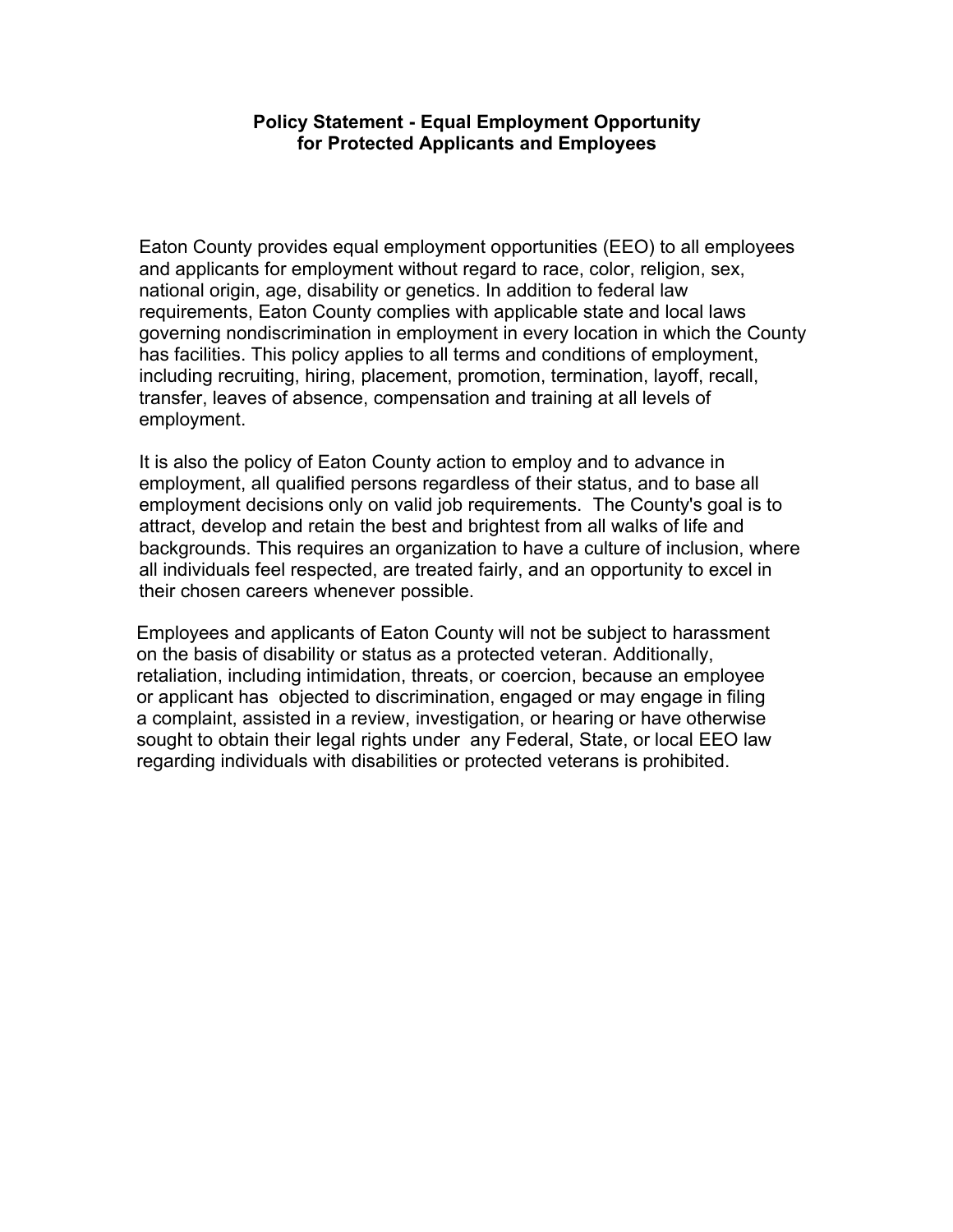**Policy Statement - Equal Employment Opportunity for Protected Applicants and Employees**

Eaton County provides equal employment opportunities (EEO) to all employees and applicants for employment without regard to race, color, religion, sex, national origin, age, disability or genetics. In addition to federal law requirements, Eaton County complies with applicable state and local laws governing nondiscrimination in employment in every location in which the County has facilities. This policy applies to all terms and conditions of employment, including recruiting, hiring, placement, promotion, termination, layoff, recall, transfer, leaves of absence, compensation and training at all levels of employment.

It is also the policy of Eaton County action to employ and to advance in employment, all qualified persons regardless of their status, and to base all employment decisions only on valid job requirements. The County's goal is to attract, develop and retain the best and brightest from all walks of life and backgrounds. This requires an organization to have a culture of inclusion, where all individuals feel respected, are treated fairly, and an opportunity to excel in their chosen careers whenever possible.

Employees and applicants of Eaton County will not be subject to harassment on the basis of disability or status as a protected veteran. Additionally, retaliation, including intimidation, threats, or coercion, because an employee or applicant has objected to discrimination, engaged or may engage in filing a complaint, assisted in a review, investigation, or hearing or have otherwise sought to obtain their legal rights under any Federal, State, or local EEO law regarding individuals with disabilities or protected veterans is prohibited.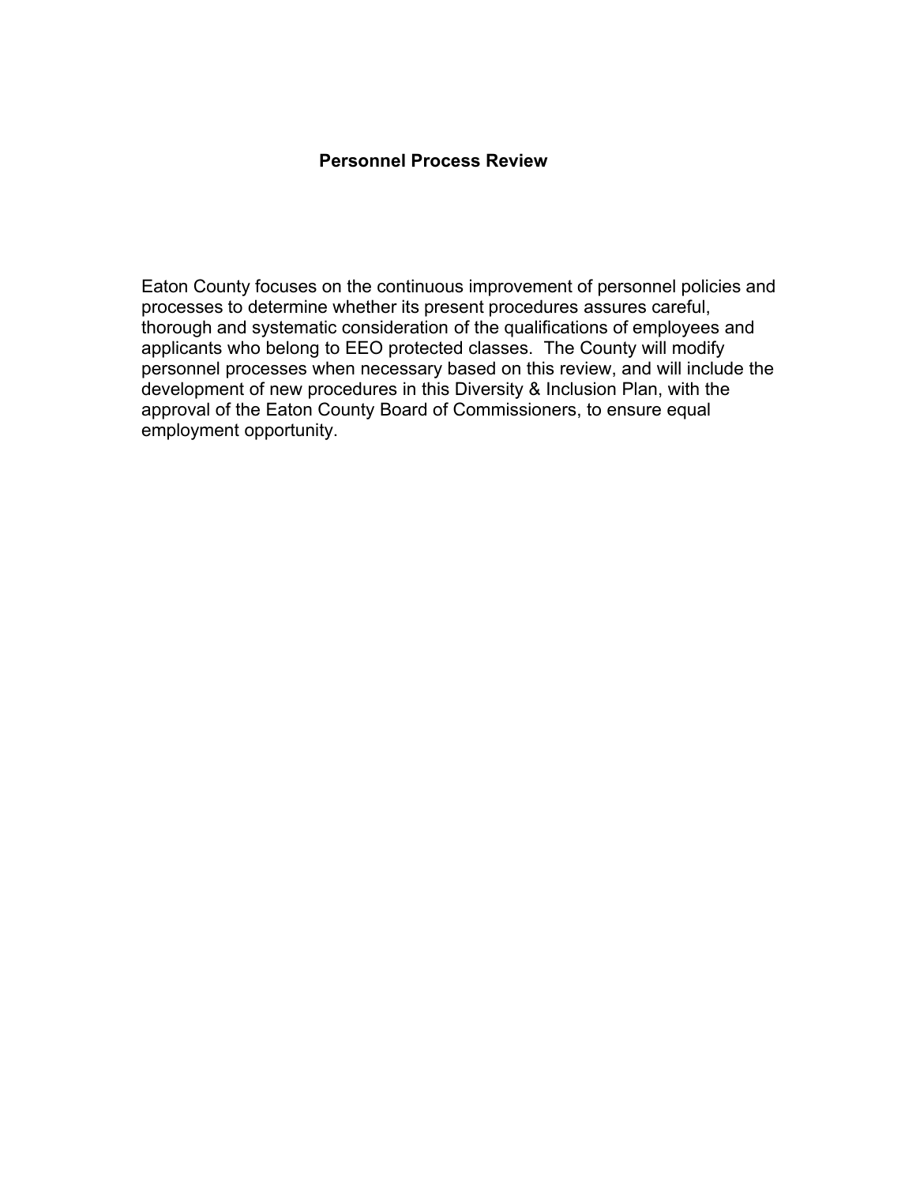## Personnel Process Review

Eaton County focuses on the continuous improvement of personnel policies and processes to determine whether its present procedures assures careful, thorough and systematic consideration of the qualifications of employees and applicants who belong to EEO protected classes. The County will modify personnel processes when necessary based on this review, and will include the development of new procedures in this Diversity & Inclusion Plan, with the approval of the Eaton County Board of Commissioners, to ensure equal employment opportunity.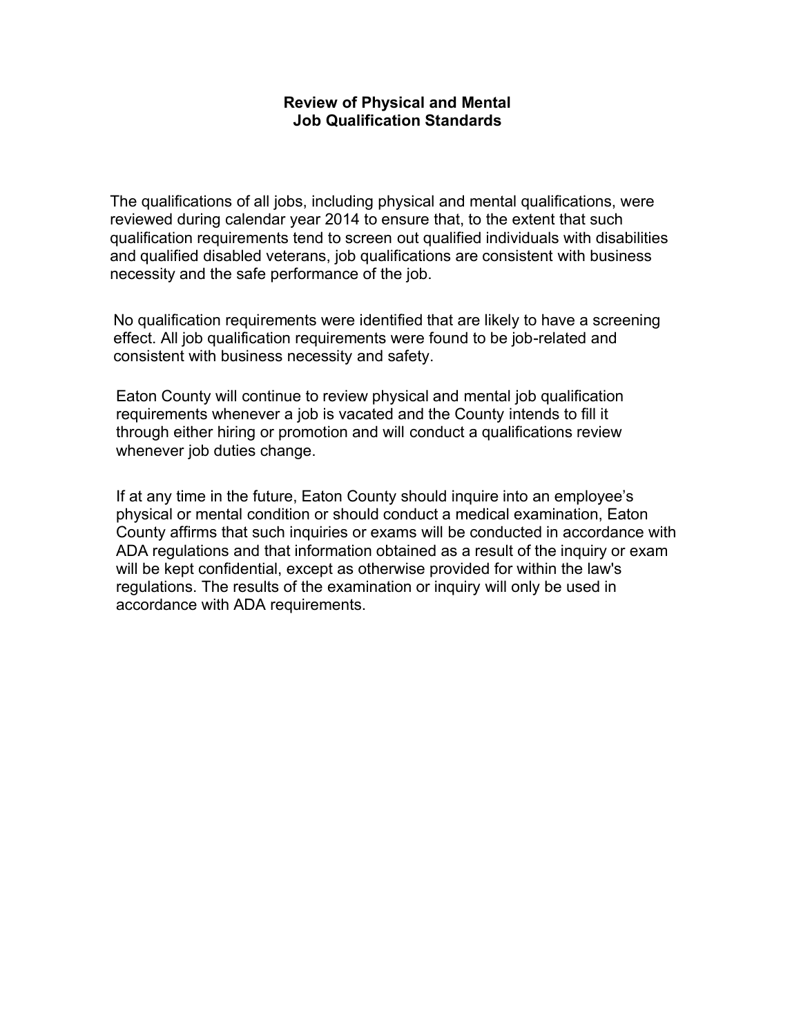## Review of Physical and Mental Job Qualification Standards

The qualifications of all jobs, including physical and mental qualifications, were reviewed during calendar year 2014 to ensure that, to the extent that such qualification requirements tend to screen out qualified individuals with disabilities and qualified disabled veterans, job qualifications are consistent with business necessity and the safe performance of the job.

No qualification requirements were identified that are likely to have a screening effect. All job qualification requirements were found to be job-related and consistent with business necessity and safety.

Eaton County will continue to review physical and mental job qualification requirements whenever a job is vacated and the County intends to fill it through either hiring or promotion and will conduct a qualifications review whenever job duties change.

If at any time in the future, Eaton County should inquire into an employee's physical or mental condition or should conduct a medical examination, Eaton County affirms that such inquiries or exams will be conducted in accordance with ADA regulations and that information obtained as a result of the inquiry or exam will be kept confidential, except as otherwise provided for within the law's regulations. The results of the examination or inquiry will only be used in accordance with ADA requirements.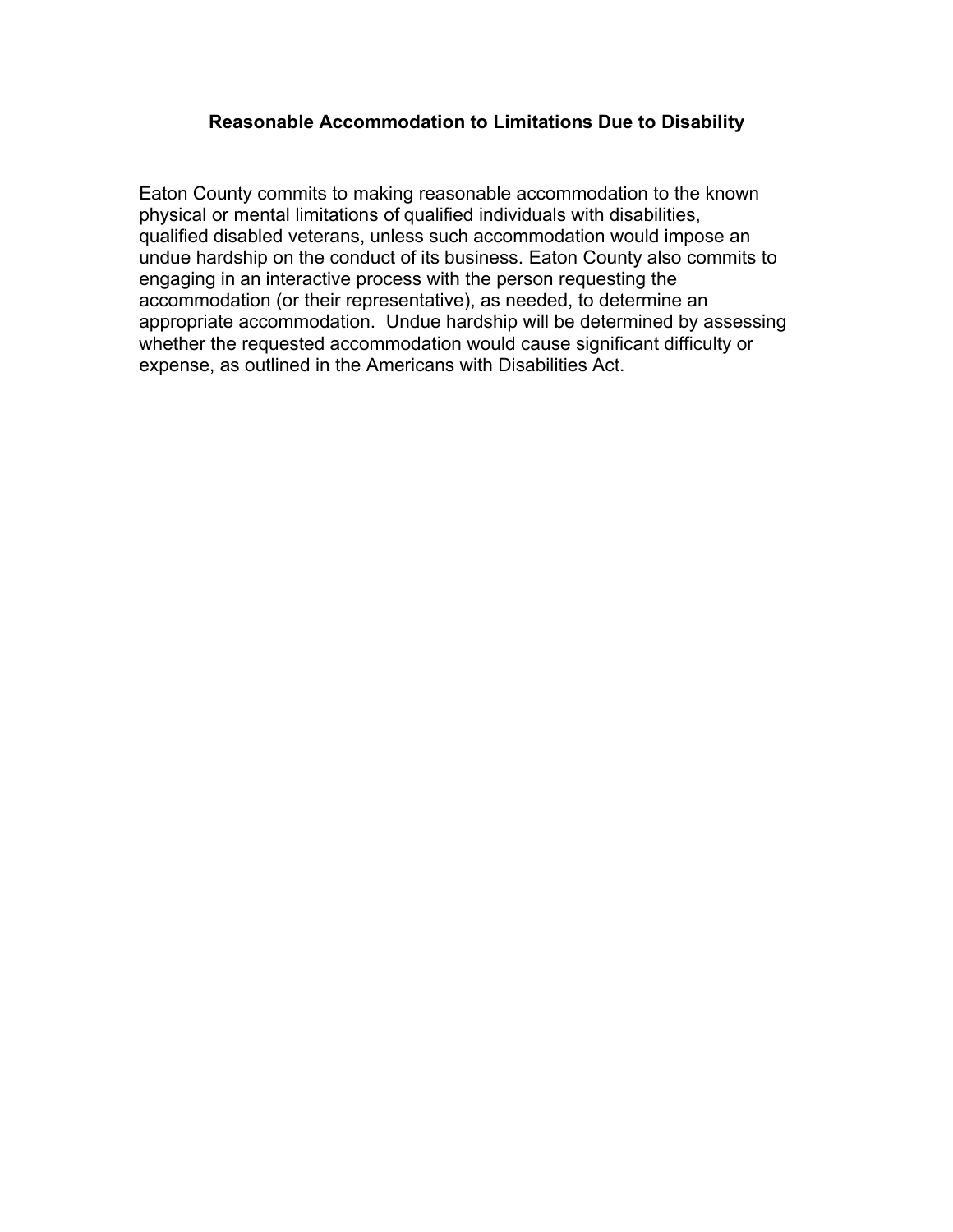## Reasonable Accommodation to Limitations Due to Disability

Eaton County commits to making reasonable accommodation to the known physical or mental limitations of qualified individuals with disabilities, qualified disabled veterans, unless such accommodation would impose an undue hardship on the conduct of its business. Eaton County also commits to engaging in an interactive process with the person requesting the accommodation (or their representative), as needed, to determine an appropriate accommodation. Undue hardship will be determined by assessing whether the requested accommodation would cause significant difficulty or expense, as outlined in the Americans with Disabilities Act.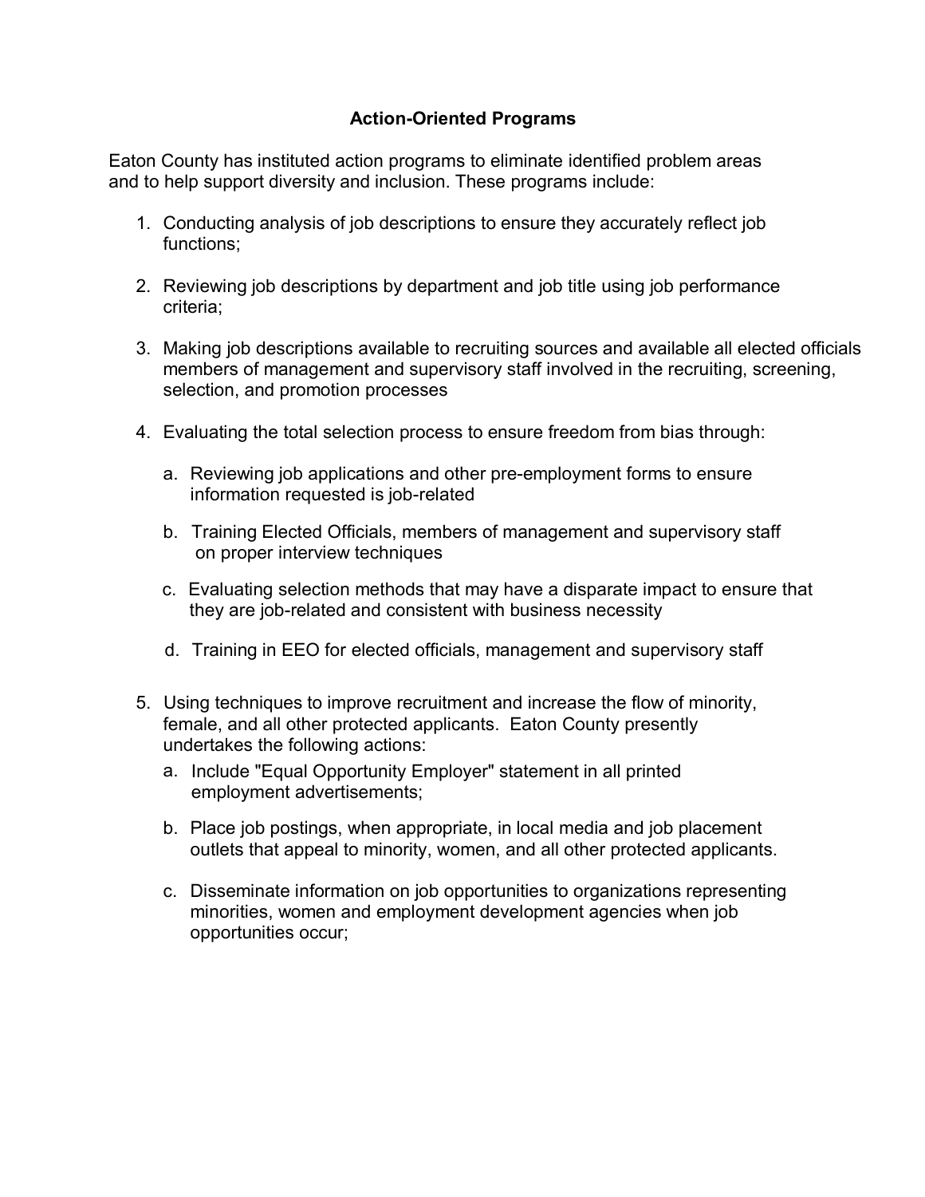## Action-Oriented Programs

Eaton County has instituted action programs to eliminate identified problem areas and to help support diversity and inclusion. These programs include:

1. Conducting analysis of job descriptions to ensure they accurately reflect job functions;

2. Reviewing job descriptions by department and job title using job performance criteria;

3. Making job descriptions available to recruiting sources and available all elected officials members of management and supervisory staff involved in the recruiting, screening, selection, and promotion processes

4. Evaluating the total selection process to ensure freedom from bias through:

   a. Reviewing job applications and other pre-employment forms to ensure information requested is job-related

   b. Training Elected Officials, members of management and supervisory staff on proper interview techniques

   c. Evaluating selection methods that may have a disparate impact to ensure that they are job-related and consistent with business necessity

   d. Training in EEO for elected officials, management and supervisory staff

5. Using techniques to improve recruitment and increase the flow of minority, female, and all other protected applicants. Eaton County presently undertakes the following actions:

   a. Include "Equal Opportunity Employer" statement in all printed employment advertisements;

   b. Place job postings, when appropriate, in local media and job placement outlets that appeal to minority, women, and all other protected applicants.

   c. Disseminate information on job opportunities to organizations representing minorities, women and employment development agencies when job opportunities occur;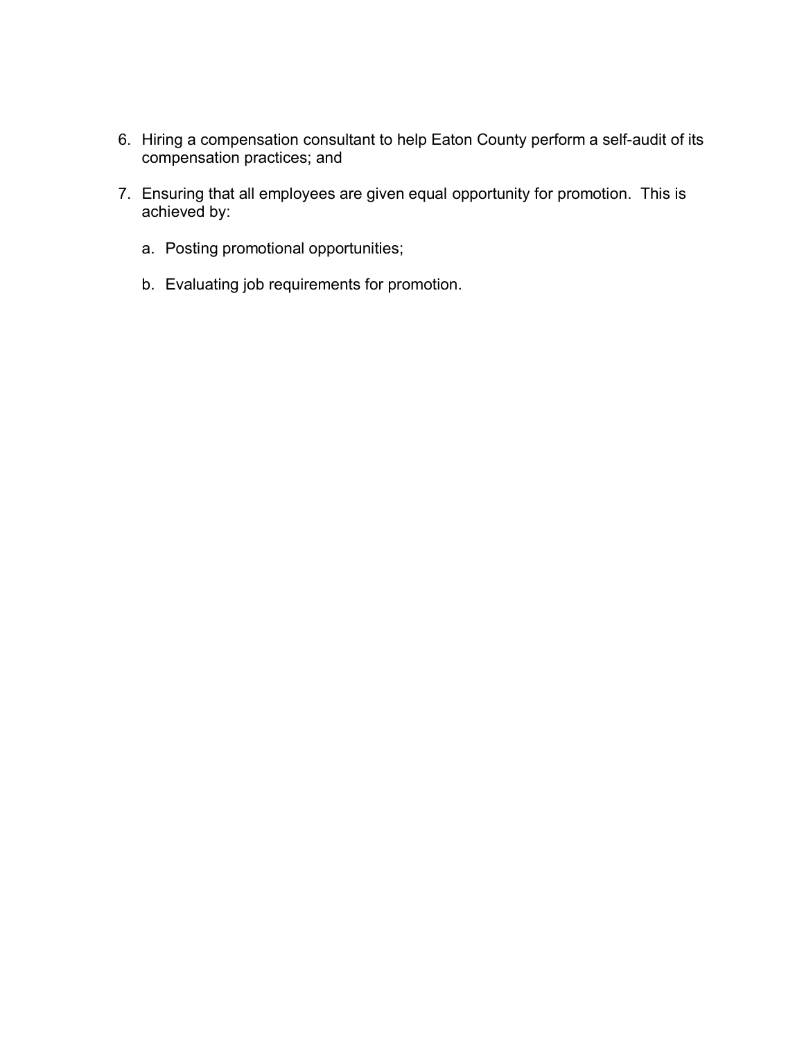6. Hiring a compensation consultant to help Eaton County perform a self-audit of its compensation practices; and

7. Ensuring that all employees are given equal opportunity for promotion. This is achieved by:

   a. Posting promotional opportunities;

   b. Evaluating job requirements for promotion.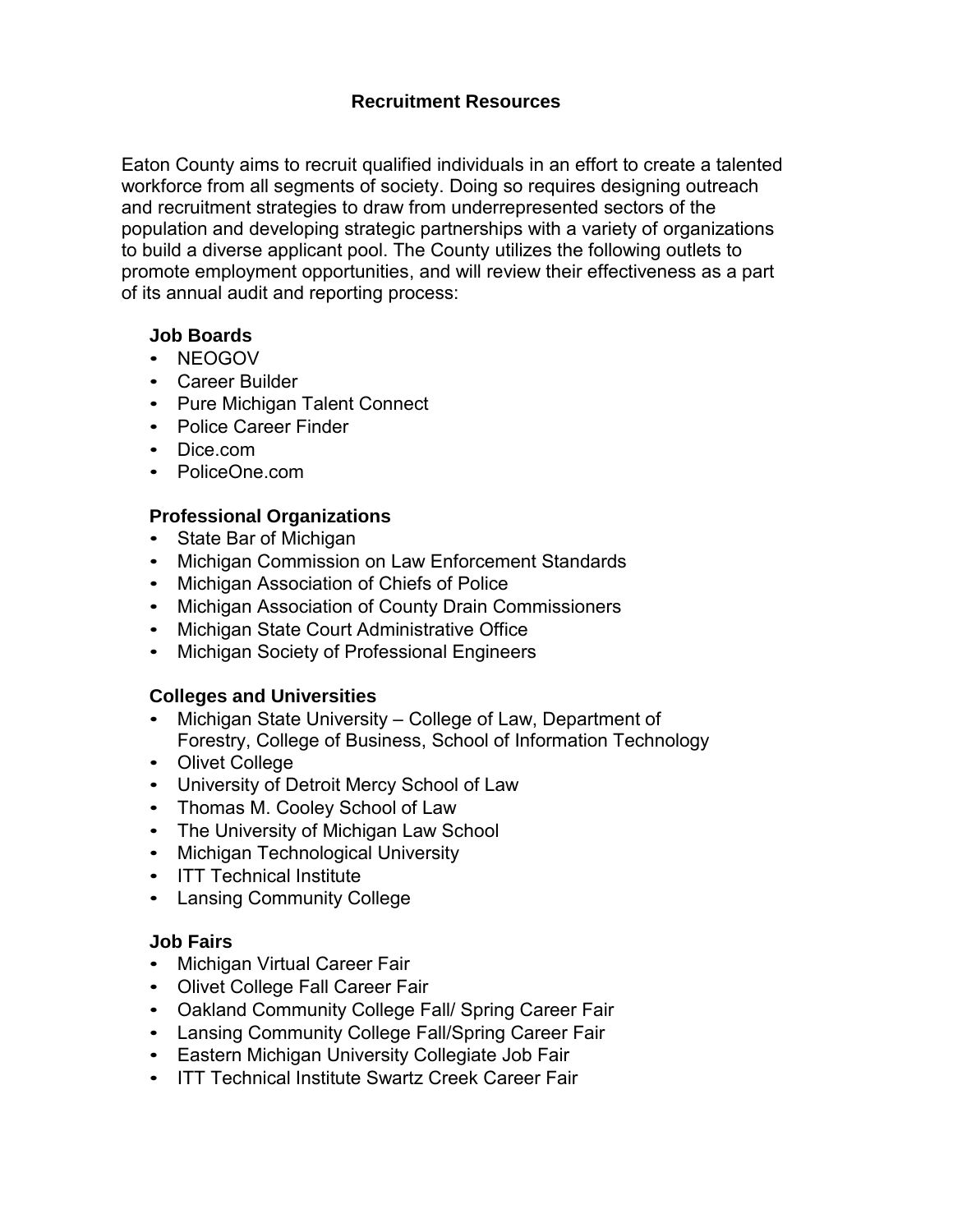# Recruitment Resources

Eaton County aims to recruit qualified individuals in an effort to create a talented workforce from all segments of society. Doing so requires designing outreach and recruitment strategies to draw from underrepresented sectors of the population and developing strategic partnerships with a variety of organizations to build a diverse applicant pool. The County utilizes the following outlets to promote employment opportunities, and will review their effectiveness as a part of its annual audit and reporting process:

### Job Boards

- NEOGOV
- Career Builder
- Pure Michigan Talent Connect
- Police Career Finder
- Dice.com
- PoliceOne.com

### Professional Organizations

- State Bar of Michigan
- Michigan Commission on Law Enforcement Standards
- Michigan Association of Chiefs of Police
- Michigan Association of County Drain Commissioners
- Michigan State Court Administrative Office
- Michigan Society of Professional Engineers

### Colleges and Universities

- Michigan State University – College of Law, Department of Forestry, College of Business, School of Information Technology
- Olivet College
- University of Detroit Mercy School of Law
- Thomas M. Cooley School of Law
- The University of Michigan Law School
- Michigan Technological University
- ITT Technical Institute
- Lansing Community College

### Job Fairs

- Michigan Virtual Career Fair
- Olivet College Fall Career Fair
- Oakland Community College Fall/ Spring Career Fair
- Lansing Community College Fall/Spring Career Fair
- Eastern Michigan University Collegiate Job Fair
- ITT Technical Institute Swartz Creek Career Fair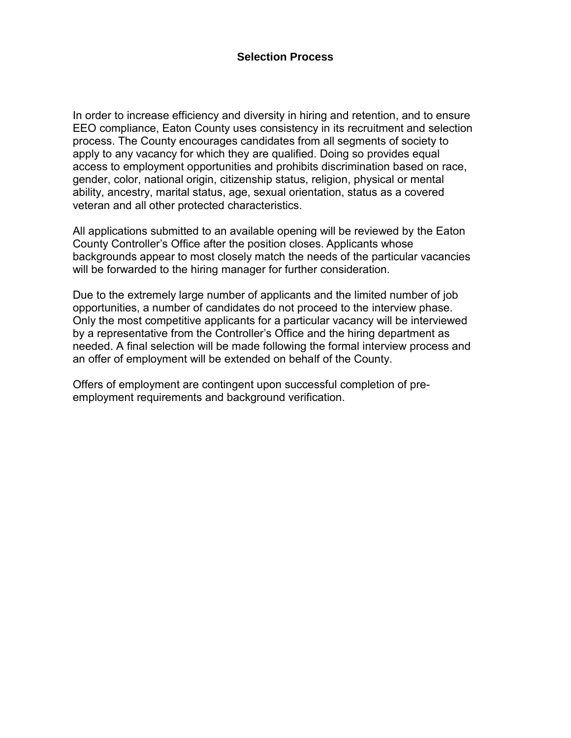## Selection Process

In order to increase efficiency and diversity in hiring and retention, and to ensure EEO compliance, Eaton County uses consistency in its recruitment and selection process. The County encourages candidates from all segments of society to apply to any vacancy for which they are qualified. Doing so provides equal access to employment opportunities and prohibits discrimination based on race, gender, color, national origin, citizenship status, religion, physical or mental ability, ancestry, marital status, age, sexual orientation, status as a covered veteran and all other protected characteristics.

All applications submitted to an available opening will be reviewed by the Eaton County Controller's Office after the position closes. Applicants whose backgrounds appear to most closely match the needs of the particular vacancies will be forwarded to the hiring manager for further consideration.

Due to the extremely large number of applicants and the limited number of job opportunities, a number of candidates do not proceed to the interview phase. Only the most competitive applicants for a particular vacancy will be interviewed by a representative from the Controller's Office and the hiring department as needed. A final selection will be made following the formal interview process and an offer of employment will be extended on behalf of the County.

Offers of employment are contingent upon successful completion of pre-employment requirements and background verification.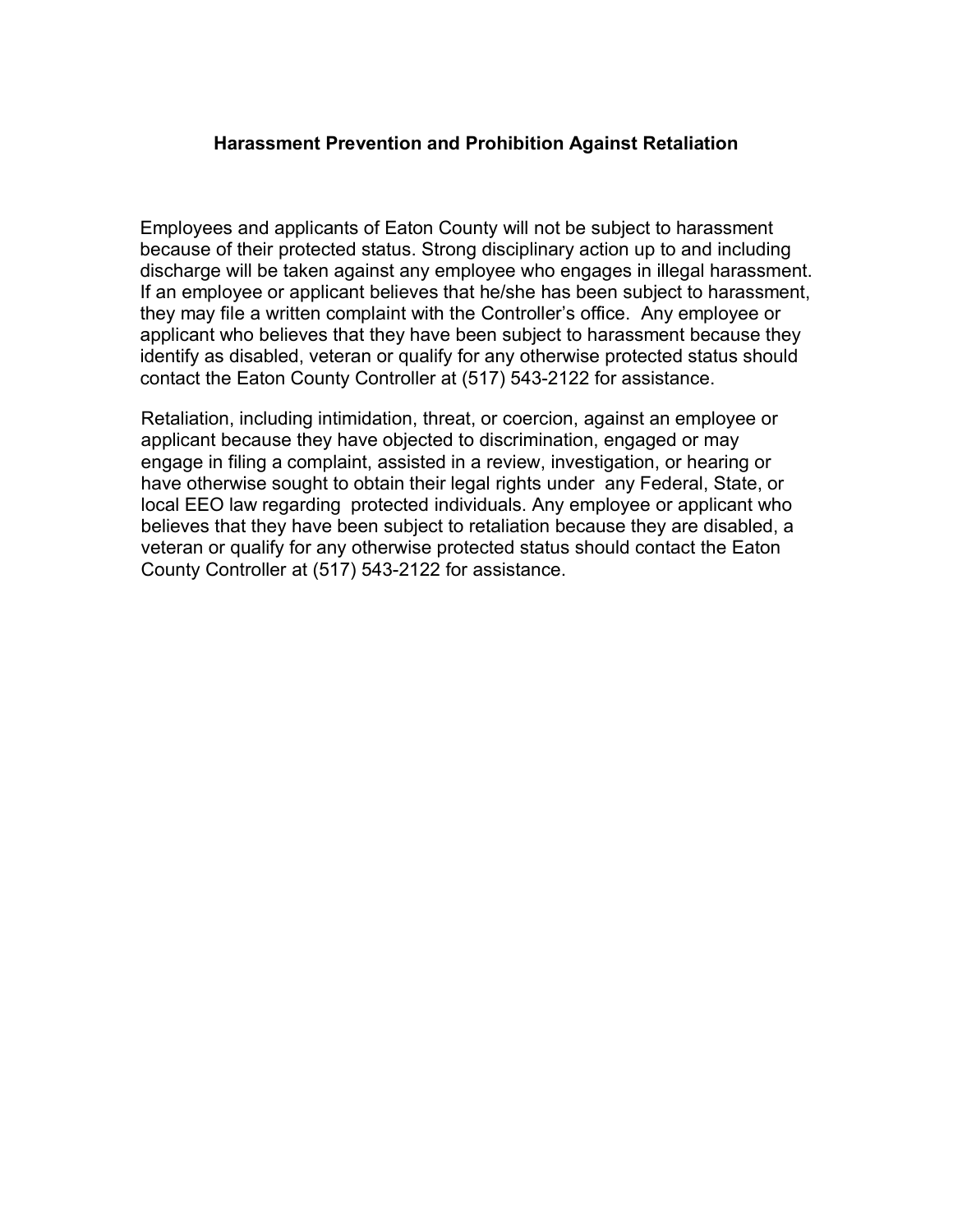## Harassment Prevention and Prohibition Against Retaliation

Employees and applicants of Eaton County will not be subject to harassment because of their protected status. Strong disciplinary action up to and including discharge will be taken against any employee who engages in illegal harassment. If an employee or applicant believes that he/she has been subject to harassment, they may file a written complaint with the Controller's office. Any employee or applicant who believes that they have been subject to harassment because they identify as disabled, veteran or qualify for any otherwise protected status should contact the Eaton County Controller at (517) 543-2122 for assistance.

Retaliation, including intimidation, threat, or coercion, against an employee or applicant because they have objected to discrimination, engaged or may engage in filing a complaint, assisted in a review, investigation, or hearing or have otherwise sought to obtain their legal rights under any Federal, State, or local EEO law regarding protected individuals. Any employee or applicant who believes that they have been subject to retaliation because they are disabled, a veteran or qualify for any otherwise protected status should contact the Eaton County Controller at (517) 543-2122 for assistance.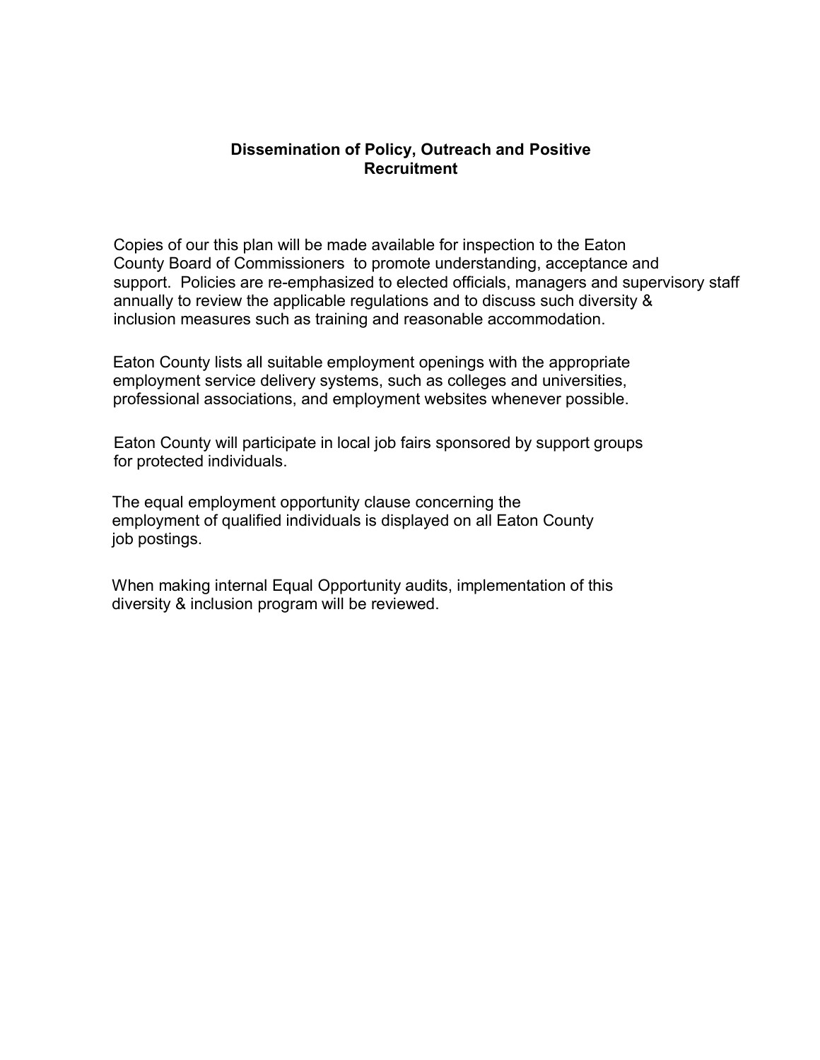## Dissemination of Policy, Outreach and Positive Recruitment

Copies of our this plan will be made available for inspection to the Eaton County Board of Commissioners to promote understanding, acceptance and support. Policies are re-emphasized to elected officials, managers and supervisory staff annually to review the applicable regulations and to discuss such diversity & inclusion measures such as training and reasonable accommodation.

Eaton County lists all suitable employment openings with the appropriate employment service delivery systems, such as colleges and universities, professional associations, and employment websites whenever possible.

Eaton County will participate in local job fairs sponsored by support groups for protected individuals.

The equal employment opportunity clause concerning the employment of qualified individuals is displayed on all Eaton County job postings.

When making internal Equal Opportunity audits, implementation of this diversity & inclusion program will be reviewed.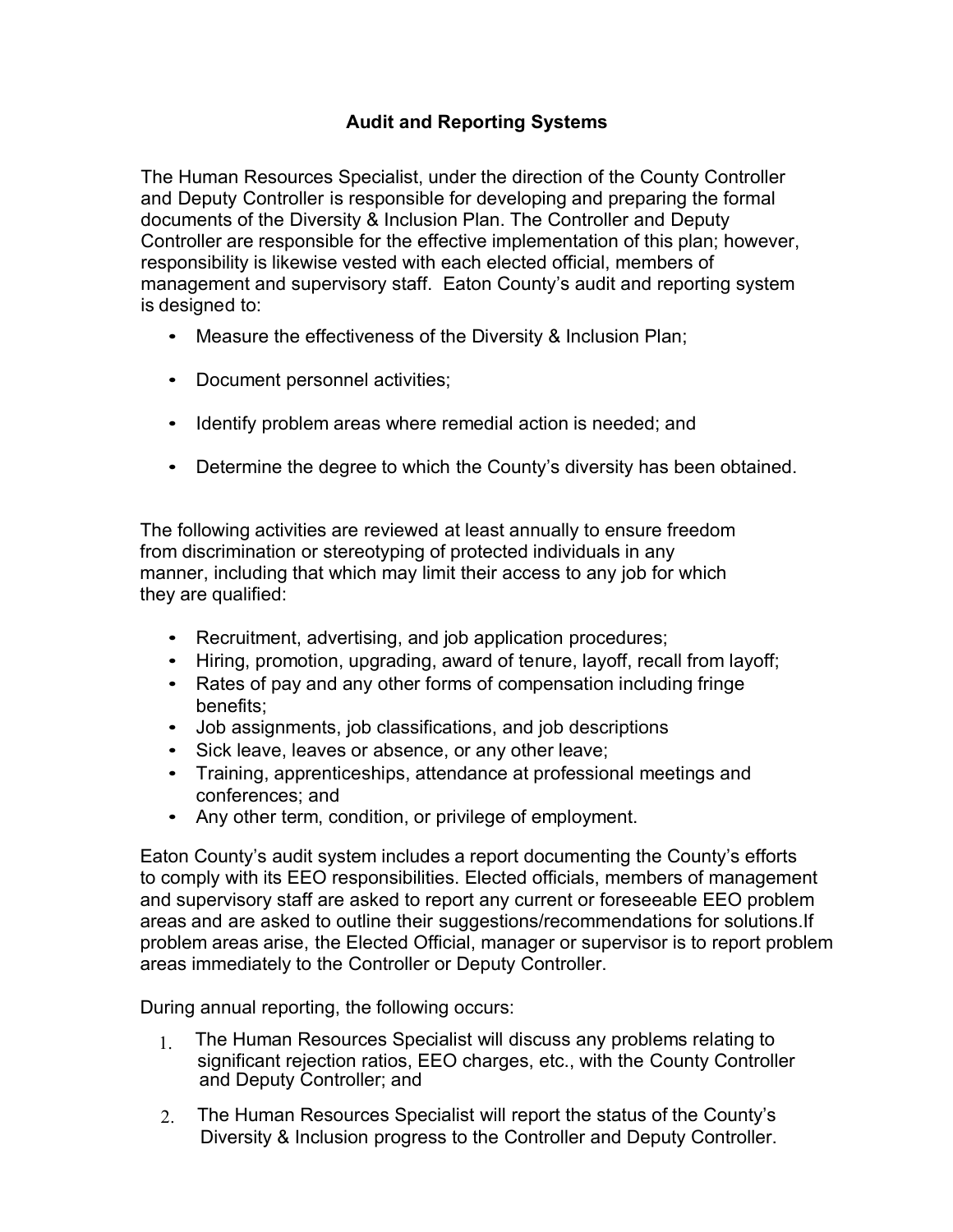# Audit and Reporting Systems

The Human Resources Specialist, under the direction of the County Controller and Deputy Controller is responsible for developing and preparing the formal documents of the Diversity & Inclusion Plan. The Controller and Deputy Controller are responsible for the effective implementation of this plan; however, responsibility is likewise vested with each elected official, members of management and supervisory staff. Eaton County's audit and reporting system is designed to:

- Measure the effectiveness of the Diversity & Inclusion Plan;
- Document personnel activities;
- Identify problem areas where remedial action is needed; and
- Determine the degree to which the County's diversity has been obtained.

The following activities are reviewed at least annually to ensure freedom from discrimination or stereotyping of protected individuals in any manner, including that which may limit their access to any job for which they are qualified:

- Recruitment, advertising, and job application procedures;
- Hiring, promotion, upgrading, award of tenure, layoff, recall from layoff;
- Rates of pay and any other forms of compensation including fringe benefits;
- Job assignments, job classifications, and job descriptions
- Sick leave, leaves or absence, or any other leave;
- Training, apprenticeships, attendance at professional meetings and conferences; and
- Any other term, condition, or privilege of employment.

Eaton County's audit system includes a report documenting the County's efforts to comply with its EEO responsibilities. Elected officials, members of management and supervisory staff are asked to report any current or foreseeable EEO problem areas and are asked to outline their suggestions/recommendations for solutions.If problem areas arise, the Elected Official, manager or supervisor is to report problem areas immediately to the Controller or Deputy Controller.

During annual reporting, the following occurs:

1. The Human Resources Specialist will discuss any problems relating to significant rejection ratios, EEO charges, etc., with the County Controller and Deputy Controller; and
2. The Human Resources Specialist will report the status of the County's Diversity & Inclusion progress to the Controller and Deputy Controller.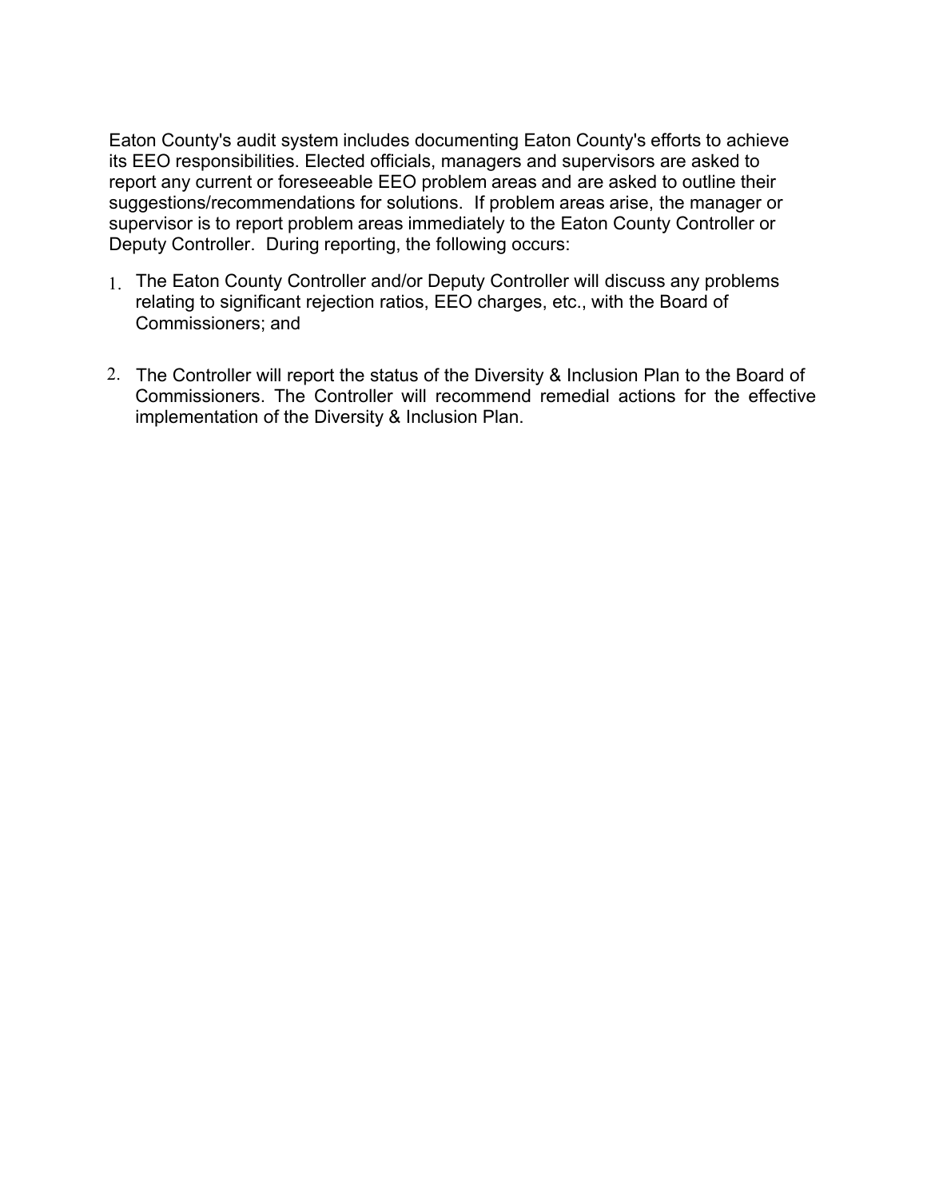Eaton County's audit system includes documenting Eaton County's efforts to achieve its EEO responsibilities. Elected officials, managers and supervisors are asked to report any current or foreseeable EEO problem areas and are asked to outline their suggestions/recommendations for solutions. If problem areas arise, the manager or supervisor is to report problem areas immediately to the Eaton County Controller or Deputy Controller. During reporting, the following occurs:

1. The Eaton County Controller and/or Deputy Controller will discuss any problems relating to significant rejection ratios, EEO charges, etc., with the Board of Commissioners; and

2. The Controller will report the status of the Diversity & Inclusion Plan to the Board of Commissioners. The Controller will recommend remedial actions for the effective implementation of the Diversity & Inclusion Plan.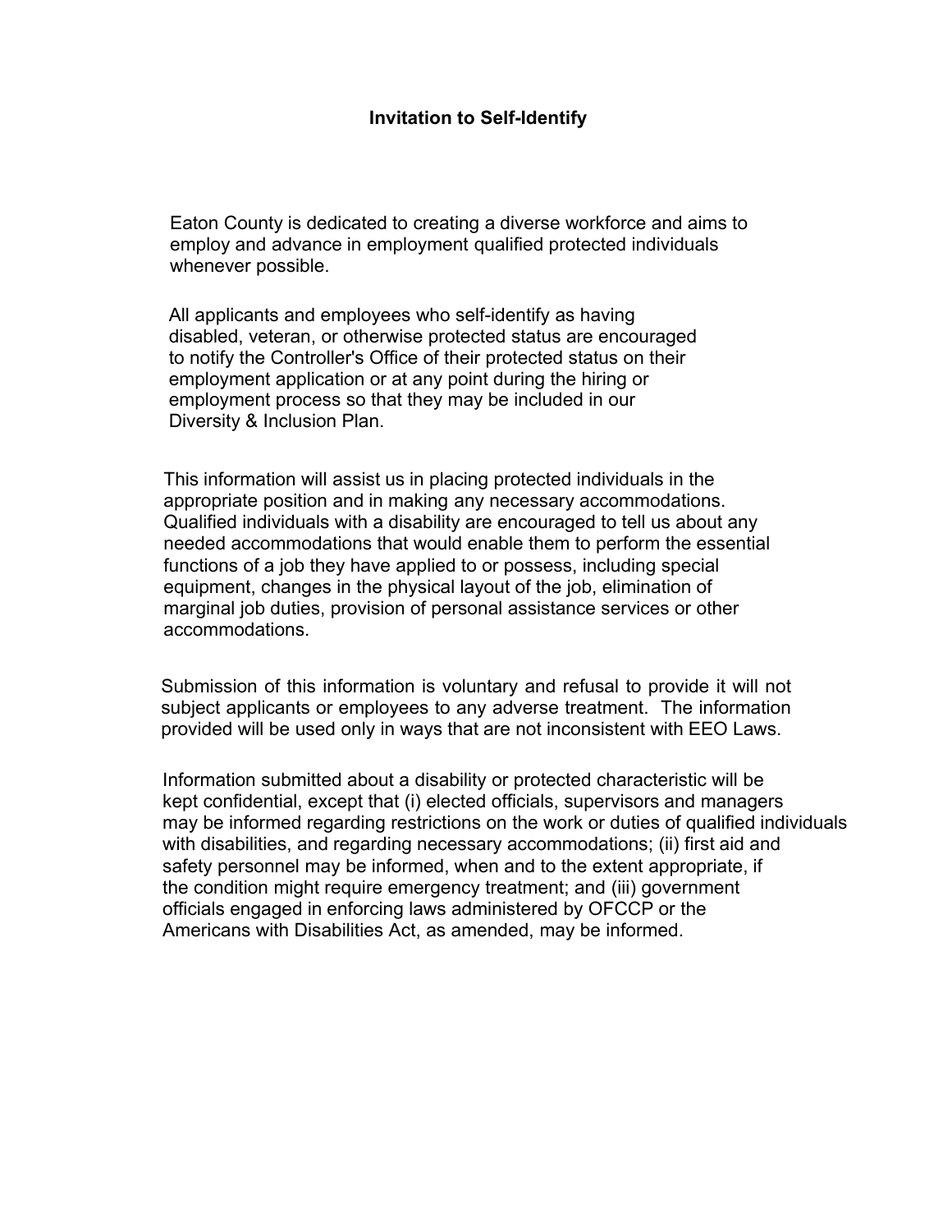# Invitation to Self-Identify

Eaton County is dedicated to creating a diverse workforce and aims to employ and advance in employment qualified protected individuals whenever possible.

All applicants and employees who self-identify as having disabled, veteran, or otherwise protected status are encouraged to notify the Controller's Office of their protected status on their employment application or at any point during the hiring or employment process so that they may be included in our Diversity & Inclusion Plan.

This information will assist us in placing protected individuals in the appropriate position and in making any necessary accommodations. Qualified individuals with a disability are encouraged to tell us about any needed accommodations that would enable them to perform the essential functions of a job they have applied to or possess, including special equipment, changes in the physical layout of the job, elimination of marginal job duties, provision of personal assistance services or other accommodations.

Submission of this information is voluntary and refusal to provide it will not subject applicants or employees to any adverse treatment. The information provided will be used only in ways that are not inconsistent with EEO Laws.

Information submitted about a disability or protected characteristic will be kept confidential, except that (i) elected officials, supervisors and managers may be informed regarding restrictions on the work or duties of qualified individuals with disabilities, and regarding necessary accommodations; (ii) first aid and safety personnel may be informed, when and to the extent appropriate, if the condition might require emergency treatment; and (iii) government officials engaged in enforcing laws administered by OFCCP or the Americans with Disabilities Act, as amended, may be informed.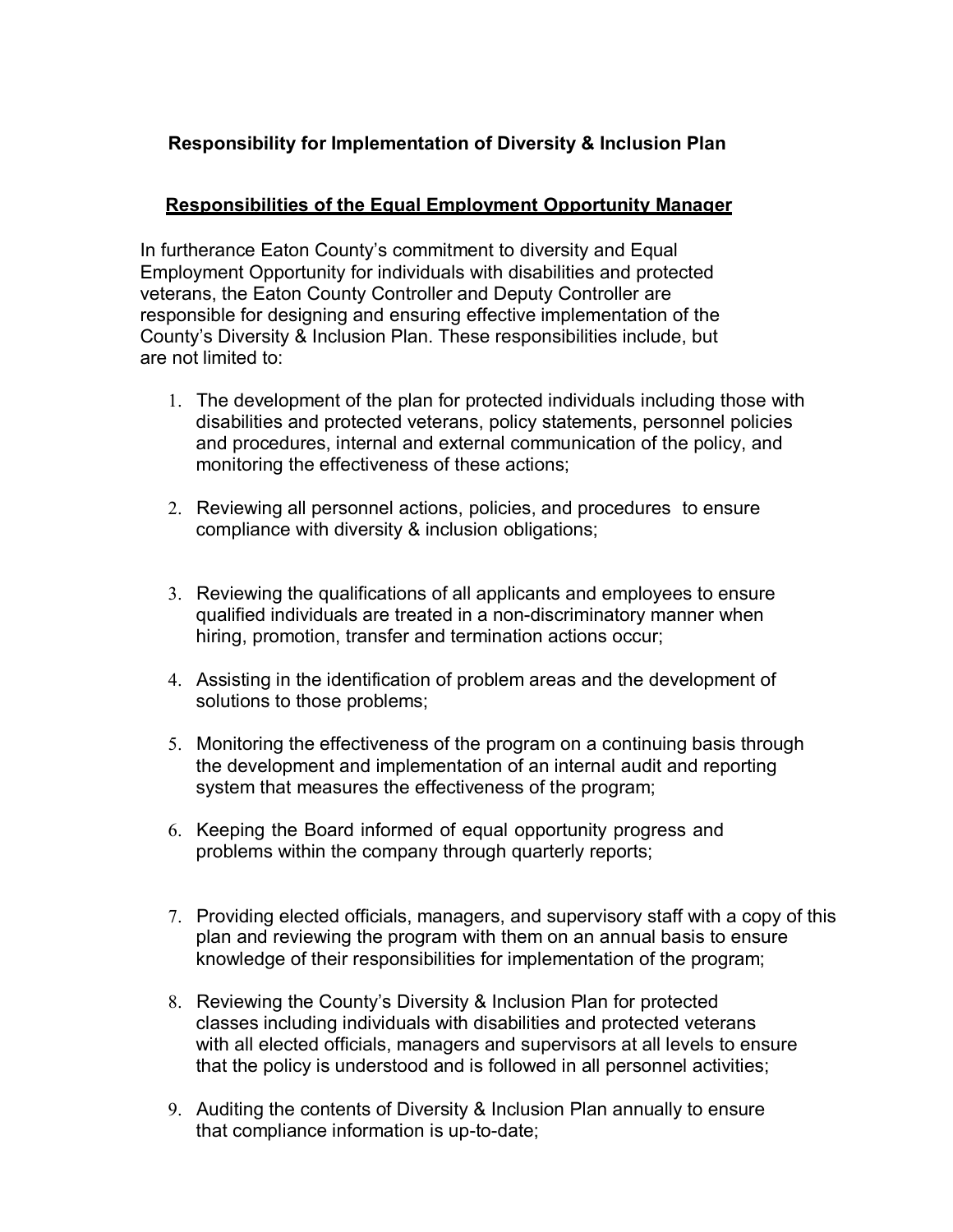**Responsibility for Implementation of Diversity & Inclusion Plan**

**Responsibilities of the Equal Employment Opportunity Manager**

In furtherance Eaton County's commitment to diversity and Equal Employment Opportunity for individuals with disabilities and protected veterans, the Eaton County Controller and Deputy Controller are responsible for designing and ensuring effective implementation of the County's Diversity & Inclusion Plan. These responsibilities include, but are not limited to:

1. The development of the plan for protected individuals including those with disabilities and protected veterans, policy statements, personnel policies and procedures, internal and external communication of the policy, and monitoring the effectiveness of these actions;

2. Reviewing all personnel actions, policies, and procedures to ensure compliance with diversity & inclusion obligations;

3. Reviewing the qualifications of all applicants and employees to ensure qualified individuals are treated in a non-discriminatory manner when hiring, promotion, transfer and termination actions occur;

4. Assisting in the identification of problem areas and the development of solutions to those problems;

5. Monitoring the effectiveness of the program on a continuing basis through the development and implementation of an internal audit and reporting system that measures the effectiveness of the program;

6. Keeping the Board informed of equal opportunity progress and problems within the company through quarterly reports;

7. Providing elected officials, managers, and supervisory staff with a copy of this plan and reviewing the program with them on an annual basis to ensure knowledge of their responsibilities for implementation of the program;

8. Reviewing the County's Diversity & Inclusion Plan for protected classes including individuals with disabilities and protected veterans with all elected officials, managers and supervisors at all levels to ensure that the policy is understood and is followed in all personnel activities;

9. Auditing the contents of Diversity & Inclusion Plan annually to ensure that compliance information is up-to-date;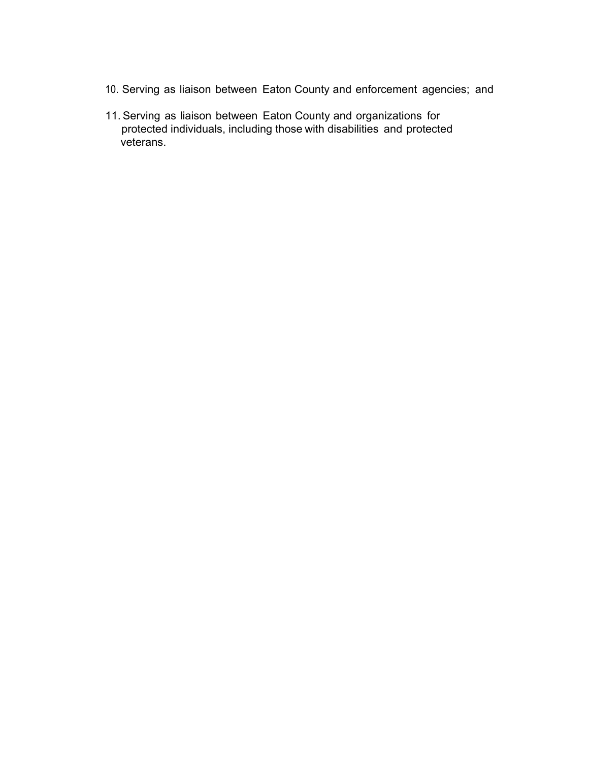10. Serving as liaison between Eaton County and enforcement agencies; and

11. Serving as liaison between Eaton County and organizations for protected individuals, including those with disabilities and protected veterans.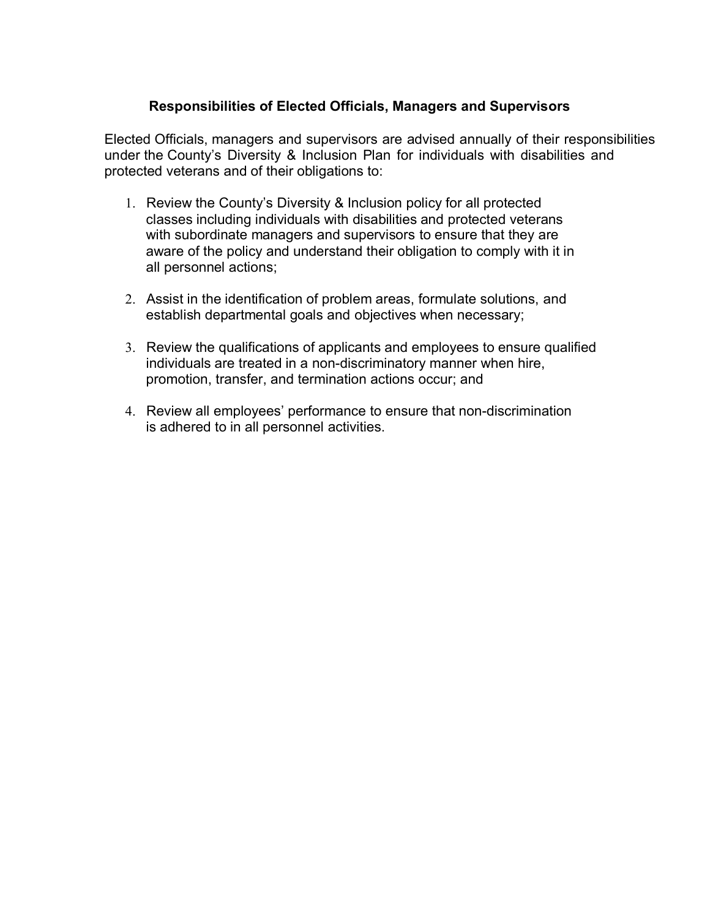### Responsibilities of Elected Officials, Managers and Supervisors

Elected Officials, managers and supervisors are advised annually of their responsibilities under the County's Diversity & Inclusion Plan for individuals with disabilities and protected veterans and of their obligations to:

1. Review the County's Diversity & Inclusion policy for all protected classes including individuals with disabilities and protected veterans with subordinate managers and supervisors to ensure that they are aware of the policy and understand their obligation to comply with it in all personnel actions;

2. Assist in the identification of problem areas, formulate solutions, and establish departmental goals and objectives when necessary;

3. Review the qualifications of applicants and employees to ensure qualified individuals are treated in a non-discriminatory manner when hire, promotion, transfer, and termination actions occur; and

4. Review all employees' performance to ensure that non-discrimination is adhered to in all personnel activities.